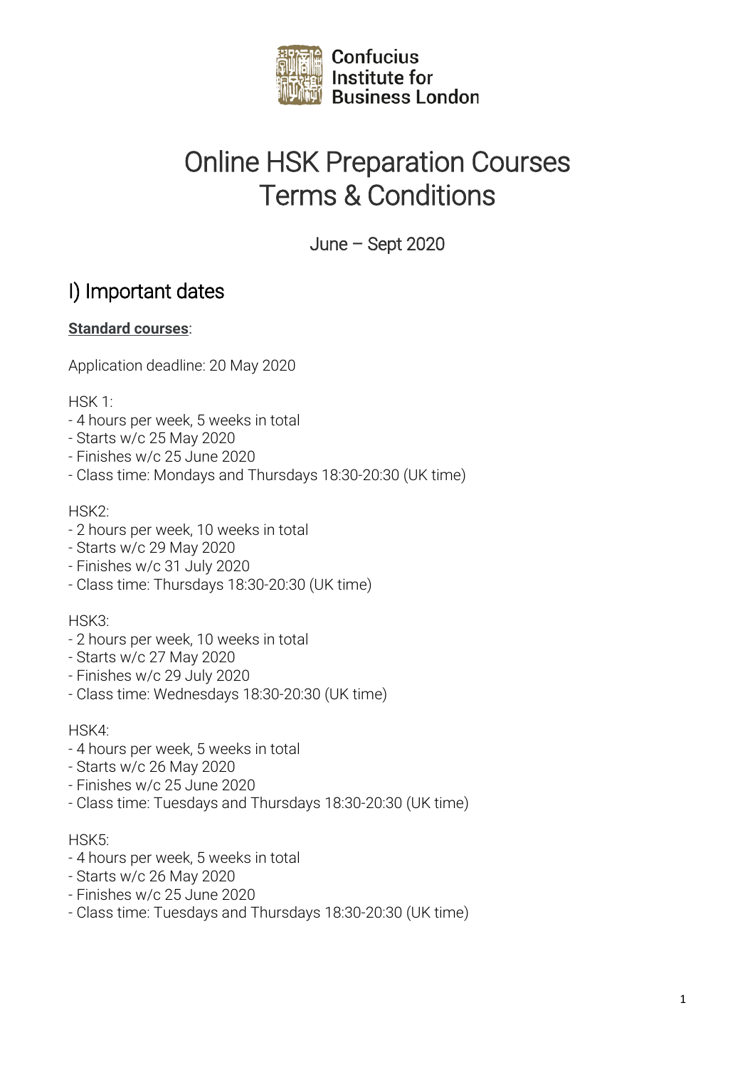Confucius Institute for Business London

# Online HSK Preparation Courses
# Terms & Conditions

June – Sept 2020

## I) Important dates

**Standard courses**:

Application deadline: 20 May 2020

HSK 1:
- 4 hours per week, 5 weeks in total
- Starts w/c 25 May 2020
- Finishes w/c 25 June 2020
- Class time: Mondays and Thursdays 18:30-20:30 (UK time)

HSK2:
- 2 hours per week, 10 weeks in total
- Starts w/c 29 May 2020
- Finishes w/c 31 July 2020
- Class time: Thursdays 18:30-20:30 (UK time)

HSK3:
- 2 hours per week, 10 weeks in total
- Starts w/c 27 May 2020
- Finishes w/c 29 July 2020
- Class time: Wednesdays 18:30-20:30 (UK time)

HSK4:
- 4 hours per week, 5 weeks in total
- Starts w/c 26 May 2020
- Finishes w/c 25 June 2020
- Class time: Tuesdays and Thursdays 18:30-20:30 (UK time)

HSK5:
- 4 hours per week, 5 weeks in total
- Starts w/c 26 May 2020
- Finishes w/c 25 June 2020
- Class time: Tuesdays and Thursdays 18:30-20:30 (UK time)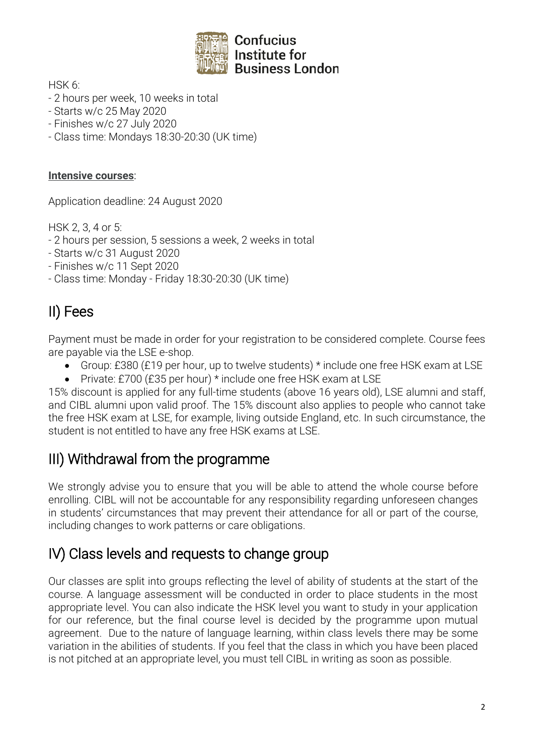HSK 6:
- 2 hours per week, 10 weeks in total
- Starts w/c 25 May 2020
- Finishes w/c 27 July 2020
- Class time: Mondays 18:30-20:30 (UK time)

**Intensive courses**:

Application deadline: 24 August 2020

HSK 2, 3, 4 or 5:
- 2 hours per session, 5 sessions a week, 2 weeks in total
- Starts w/c 31 August 2020
- Finishes w/c 11 Sept 2020
- Class time: Monday - Friday 18:30-20:30 (UK time)

## II) Fees

Payment must be made in order for your registration to be considered complete. Course fees are payable via the LSE e-shop.

- Group: £380 (£19 per hour, up to twelve students) * include one free HSK exam at LSE
- Private: £700 (£35 per hour) * include one free HSK exam at LSE

15% discount is applied for any full-time students (above 16 years old), LSE alumni and staff, and CIBL alumni upon valid proof. The 15% discount also applies to people who cannot take the free HSK exam at LSE, for example, living outside England, etc. In such circumstance, the student is not entitled to have any free HSK exams at LSE.

## III) Withdrawal from the programme

We strongly advise you to ensure that you will be able to attend the whole course before enrolling. CIBL will not be accountable for any responsibility regarding unforeseen changes in students' circumstances that may prevent their attendance for all or part of the course, including changes to work patterns or care obligations.

## IV) Class levels and requests to change group

Our classes are split into groups reflecting the level of ability of students at the start of the course. A language assessment will be conducted in order to place students in the most appropriate level. You can also indicate the HSK level you want to study in your application for our reference, but the final course level is decided by the programme upon mutual agreement. Due to the nature of language learning, within class levels there may be some variation in the abilities of students. If you feel that the class in which you have been placed is not pitched at an appropriate level, you must tell CIBL in writing as soon as possible.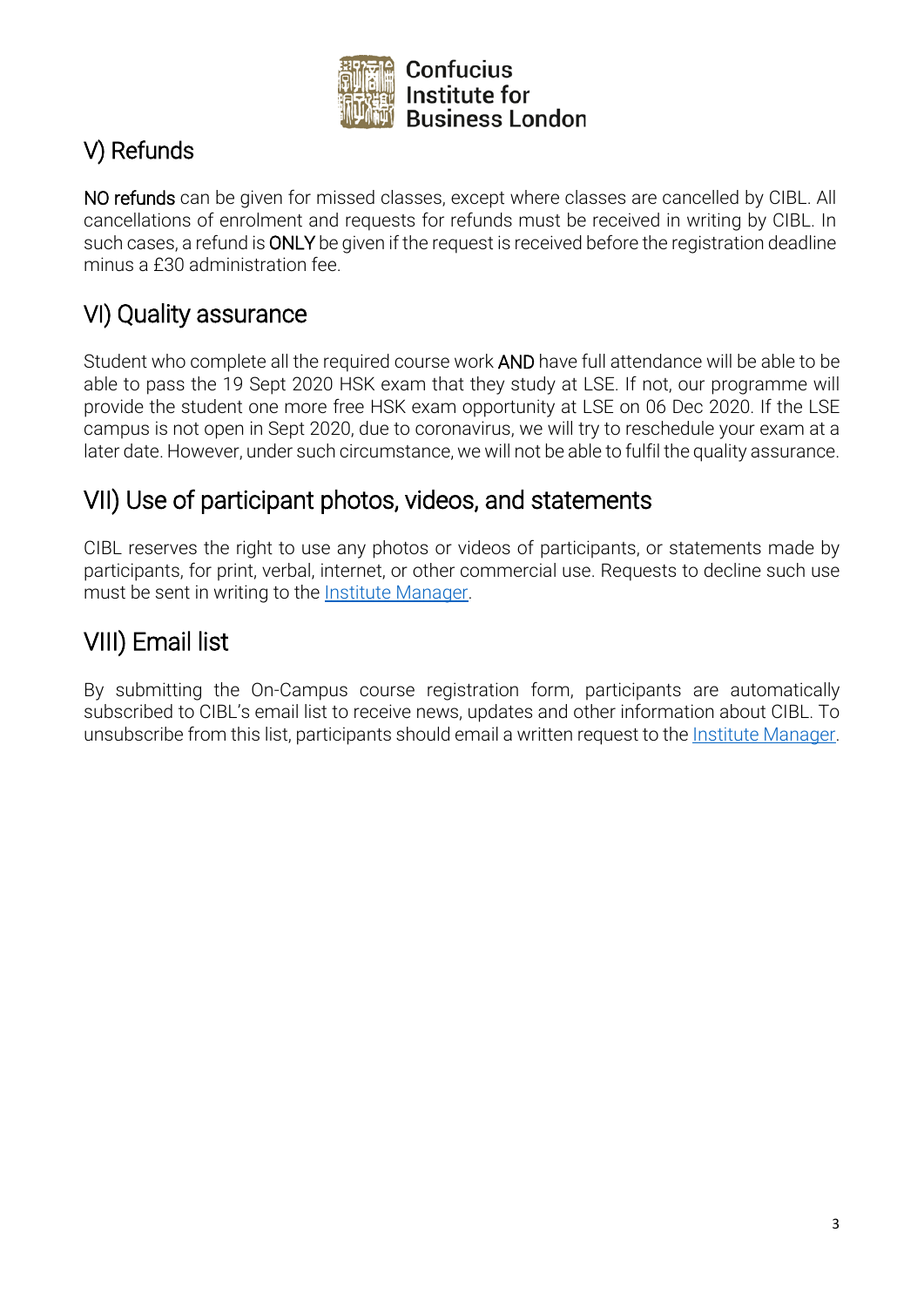## V) Refunds

**NO refunds** can be given for missed classes, except where classes are cancelled by CIBL. All cancellations of enrolment and requests for refunds must be received in writing by CIBL. In such cases, a refund is **ONLY** be given if the request is received before the registration deadline minus a £30 administration fee.

## VI) Quality assurance

Student who complete all the required course work **AND** have full attendance will be able to be able to pass the 19 Sept 2020 HSK exam that they study at LSE. If not, our programme will provide the student one more free HSK exam opportunity at LSE on 06 Dec 2020. If the LSE campus is not open in Sept 2020, due to coronavirus, we will try to reschedule your exam at a later date. However, under such circumstance, we will not be able to fulfil the quality assurance.

## VII) Use of participant photos, videos, and statements

CIBL reserves the right to use any photos or videos of participants, or statements made by participants, for print, verbal, internet, or other commercial use. Requests to decline such use must be sent in writing to the Institute Manager.

## VIII) Email list

By submitting the On-Campus course registration form, participants are automatically subscribed to CIBL's email list to receive news, updates and other information about CIBL. To unsubscribe from this list, participants should email a written request to the Institute Manager.